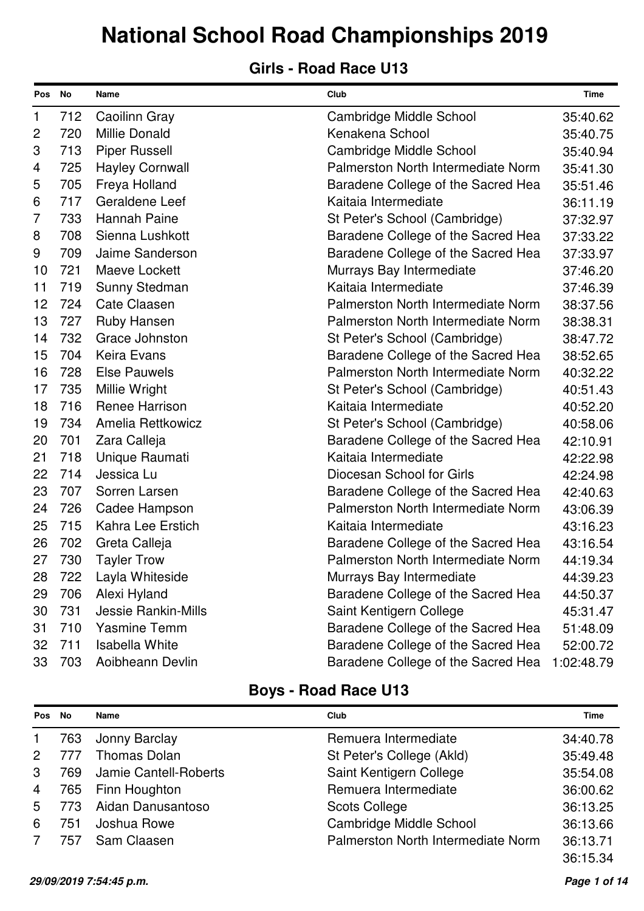# National School Road Championships 2019

## Girls - Road Race U13

| Pos | No | Name | Club | Time |
|---|---|---|---|---|
| 1 | 712 | Caoilinn Gray | Cambridge Middle School | 35:40.62 |
| 2 | 720 | Millie Donald | Kenakena School | 35:40.75 |
| 3 | 713 | Piper Russell | Cambridge Middle School | 35:40.94 |
| 4 | 725 | Hayley Cornwall | Palmerston North Intermediate Norm | 35:41.30 |
| 5 | 705 | Freya Holland | Baradene College of the Sacred Hea | 35:51.46 |
| 6 | 717 | Geraldene Leef | Kaitaia Intermediate | 36:11.19 |
| 7 | 733 | Hannah Paine | St Peter's School (Cambridge) | 37:32.97 |
| 8 | 708 | Sienna Lushkott | Baradene College of the Sacred Hea | 37:33.22 |
| 9 | 709 | Jaime Sanderson | Baradene College of the Sacred Hea | 37:33.97 |
| 10 | 721 | Maeve Lockett | Murrays Bay Intermediate | 37:46.20 |
| 11 | 719 | Sunny Stedman | Kaitaia Intermediate | 37:46.39 |
| 12 | 724 | Cate Claasen | Palmerston North Intermediate Norm | 38:37.56 |
| 13 | 727 | Ruby Hansen | Palmerston North Intermediate Norm | 38:38.31 |
| 14 | 732 | Grace Johnston | St Peter's School (Cambridge) | 38:47.72 |
| 15 | 704 | Keira Evans | Baradene College of the Sacred Hea | 38:52.65 |
| 16 | 728 | Else Pauwels | Palmerston North Intermediate Norm | 40:32.22 |
| 17 | 735 | Millie Wright | St Peter's School (Cambridge) | 40:51.43 |
| 18 | 716 | Renee Harrison | Kaitaia Intermediate | 40:52.20 |
| 19 | 734 | Amelia Rettkowicz | St Peter's School (Cambridge) | 40:58.06 |
| 20 | 701 | Zara Calleja | Baradene College of the Sacred Hea | 42:10.91 |
| 21 | 718 | Unique Raumati | Kaitaia Intermediate | 42:22.98 |
| 22 | 714 | Jessica Lu | Diocesan School for Girls | 42:24.98 |
| 23 | 707 | Sorren Larsen | Baradene College of the Sacred Hea | 42:40.63 |
| 24 | 726 | Cadee Hampson | Palmerston North Intermediate Norm | 43:06.39 |
| 25 | 715 | Kahra Lee Erstich | Kaitaia Intermediate | 43:16.23 |
| 26 | 702 | Greta Calleja | Baradene College of the Sacred Hea | 43:16.54 |
| 27 | 730 | Tayler Trow | Palmerston North Intermediate Norm | 44:19.34 |
| 28 | 722 | Layla Whiteside | Murrays Bay Intermediate | 44:39.23 |
| 29 | 706 | Alexi Hyland | Baradene College of the Sacred Hea | 44:50.37 |
| 30 | 731 | Jessie Rankin-Mills | Saint Kentigern College | 45:31.47 |
| 31 | 710 | Yasmine Temm | Baradene College of the Sacred Hea | 51:48.09 |
| 32 | 711 | Isabella White | Baradene College of the Sacred Hea | 52:00.72 |
| 33 | 703 | Aoibheann Devlin | Baradene College of the Sacred Hea | 1:02:48.79 |

## Boys - Road Race U13

| Pos | No | Name | Club | Time |
|---|---|---|---|---|
| 1 | 763 | Jonny Barclay | Remuera Intermediate | 34:40.78 |
| 2 | 777 | Thomas Dolan | St Peter's College (Akld) | 35:49.48 |
| 3 | 769 | Jamie Cantell-Roberts | Saint Kentigern College | 35:54.08 |
| 4 | 765 | Finn Houghton | Remuera Intermediate | 36:00.62 |
| 5 | 773 | Aidan Danusantoso | Scots College | 36:13.25 |
| 6 | 751 | Joshua Rowe | Cambridge Middle School | 36:13.66 |
| 7 | 757 | Sam Claasen | Palmerston North Intermediate Norm | 36:13.71 |
| | | | | 36:15.34 |

*29/09/2019 7:54:45 p.m.*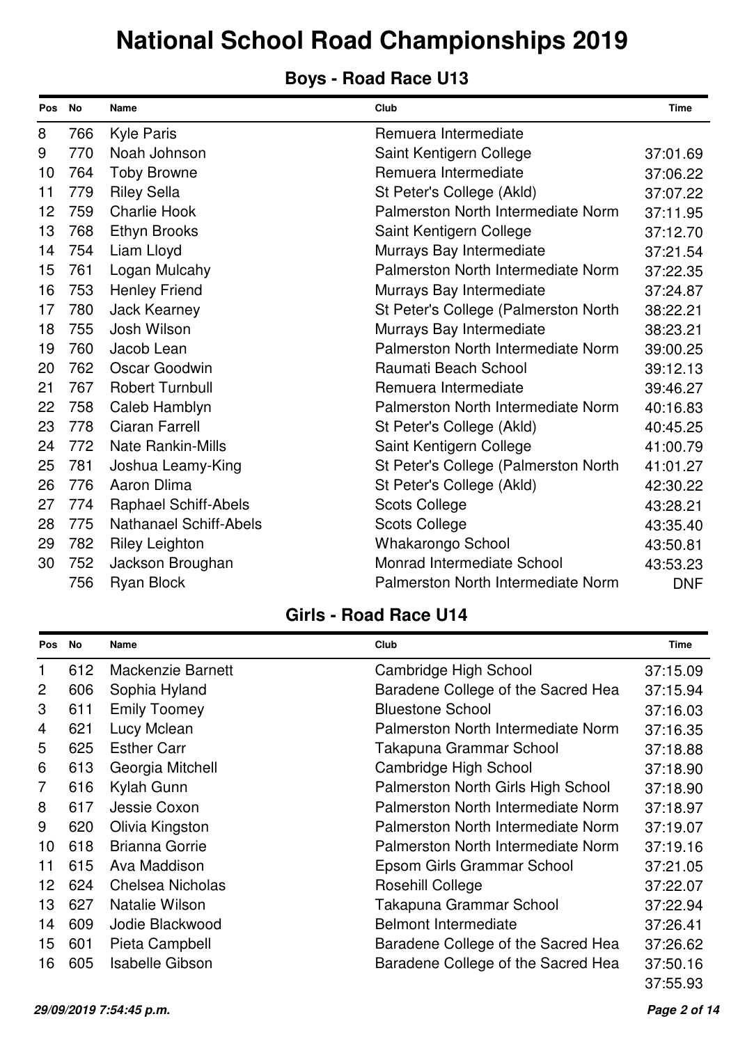# National School Road Championships 2019

## Boys - Road Race U13

| Pos | No | Name | Club | Time |
|---|---|---|---|---|
| 8 | 766 | Kyle Paris | Remuera Intermediate | |
| 9 | 770 | Noah Johnson | Saint Kentigern College | 37:01.69 |
| 10 | 764 | Toby Browne | Remuera Intermediate | 37:06.22 |
| 11 | 779 | Riley Sella | St Peter's College (Akld) | 37:07.22 |
| 12 | 759 | Charlie Hook | Palmerston North Intermediate Norm | 37:11.95 |
| 13 | 768 | Ethyn Brooks | Saint Kentigern College | 37:12.70 |
| 14 | 754 | Liam Lloyd | Murrays Bay Intermediate | 37:21.54 |
| 15 | 761 | Logan Mulcahy | Palmerston North Intermediate Norm | 37:22.35 |
| 16 | 753 | Henley Friend | Murrays Bay Intermediate | 37:24.87 |
| 17 | 780 | Jack Kearney | St Peter's College (Palmerston North | 38:22.21 |
| 18 | 755 | Josh Wilson | Murrays Bay Intermediate | 38:23.21 |
| 19 | 760 | Jacob Lean | Palmerston North Intermediate Norm | 39:00.25 |
| 20 | 762 | Oscar Goodwin | Raumati Beach School | 39:12.13 |
| 21 | 767 | Robert Turnbull | Remuera Intermediate | 39:46.27 |
| 22 | 758 | Caleb Hamblyn | Palmerston North Intermediate Norm | 40:16.83 |
| 23 | 778 | Ciaran Farrell | St Peter's College (Akld) | 40:45.25 |
| 24 | 772 | Nate Rankin-Mills | Saint Kentigern College | 41:00.79 |
| 25 | 781 | Joshua Leamy-King | St Peter's College (Palmerston North | 41:01.27 |
| 26 | 776 | Aaron Dlima | St Peter's College (Akld) | 42:30.22 |
| 27 | 774 | Raphael Schiff-Abels | Scots College | 43:28.21 |
| 28 | 775 | Nathanael Schiff-Abels | Scots College | 43:35.40 |
| 29 | 782 | Riley Leighton | Whakarongo School | 43:50.81 |
| 30 | 752 | Jackson Broughan | Monrad Intermediate School | 43:53.23 |
| | 756 | Ryan Block | Palmerston North Intermediate Norm | DNF |

## Girls - Road Race U14

| Pos | No | Name | Club | Time |
|---|---|---|---|---|
| 1 | 612 | Mackenzie Barnett | Cambridge High School | 37:15.09 |
| 2 | 606 | Sophia Hyland | Baradene College of the Sacred Hea | 37:15.94 |
| 3 | 611 | Emily Toomey | Bluestone School | 37:16.03 |
| 4 | 621 | Lucy Mclean | Palmerston North Intermediate Norm | 37:16.35 |
| 5 | 625 | Esther Carr | Takapuna Grammar School | 37:18.88 |
| 6 | 613 | Georgia Mitchell | Cambridge High School | 37:18.90 |
| 7 | 616 | Kylah Gunn | Palmerston North Girls High School | 37:18.90 |
| 8 | 617 | Jessie Coxon | Palmerston North Intermediate Norm | 37:18.97 |
| 9 | 620 | Olivia Kingston | Palmerston North Intermediate Norm | 37:19.07 |
| 10 | 618 | Brianna Gorrie | Palmerston North Intermediate Norm | 37:19.16 |
| 11 | 615 | Ava Maddison | Epsom Girls Grammar School | 37:21.05 |
| 12 | 624 | Chelsea Nicholas | Rosehill College | 37:22.07 |
| 13 | 627 | Natalie Wilson | Takapuna Grammar School | 37:22.94 |
| 14 | 609 | Jodie Blackwood | Belmont Intermediate | 37:26.41 |
| 15 | 601 | Pieta Campbell | Baradene College of the Sacred Hea | 37:26.62 |
| 16 | 605 | Isabelle Gibson | Baradene College of the Sacred Hea | 37:50.16 |
| | | | | 37:55.93 |

*29/09/2019 7:54:45 p.m.*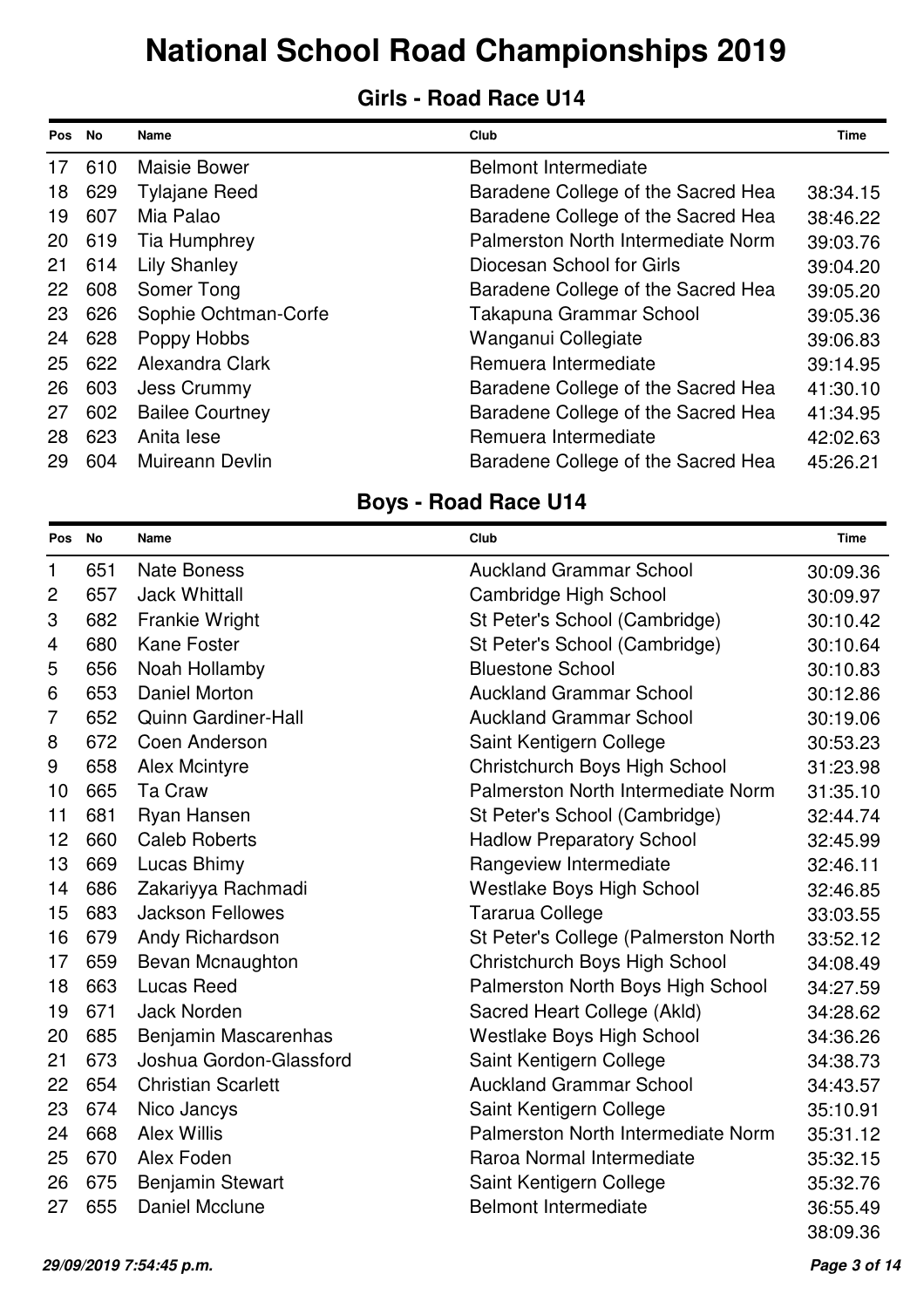# National School Road Championships 2019

## Girls - Road Race U14

| Pos | No | Name | Club | Time |
|---|---|---|---|---|
| 17 | 610 | Maisie Bower | Belmont Intermediate | |
| 18 | 629 | Tylajane Reed | Baradene College of the Sacred Hea | 38:34.15 |
| 19 | 607 | Mia Palao | Baradene College of the Sacred Hea | 38:46.22 |
| 20 | 619 | Tia Humphrey | Palmerston North Intermediate Norm | 39:03.76 |
| 21 | 614 | Lily Shanley | Diocesan School for Girls | 39:04.20 |
| 22 | 608 | Somer Tong | Baradene College of the Sacred Hea | 39:05.20 |
| 23 | 626 | Sophie Ochtman-Corfe | Takapuna Grammar School | 39:05.36 |
| 24 | 628 | Poppy Hobbs | Wanganui Collegiate | 39:06.83 |
| 25 | 622 | Alexandra Clark | Remuera Intermediate | 39:14.95 |
| 26 | 603 | Jess Crummy | Baradene College of the Sacred Hea | 41:30.10 |
| 27 | 602 | Bailee Courtney | Baradene College of the Sacred Hea | 41:34.95 |
| 28 | 623 | Anita Iese | Remuera Intermediate | 42:02.63 |
| 29 | 604 | Muireann Devlin | Baradene College of the Sacred Hea | 45:26.21 |

## Boys - Road Race U14

| Pos | No | Name | Club | Time |
|---|---|---|---|---|
| 1 | 651 | Nate Boness | Auckland Grammar School | 30:09.36 |
| 2 | 657 | Jack Whittall | Cambridge High School | 30:09.97 |
| 3 | 682 | Frankie Wright | St Peter's School (Cambridge) | 30:10.42 |
| 4 | 680 | Kane Foster | St Peter's School (Cambridge) | 30:10.64 |
| 5 | 656 | Noah Hollamby | Bluestone School | 30:10.83 |
| 6 | 653 | Daniel Morton | Auckland Grammar School | 30:12.86 |
| 7 | 652 | Quinn Gardiner-Hall | Auckland Grammar School | 30:19.06 |
| 8 | 672 | Coen Anderson | Saint Kentigern College | 30:53.23 |
| 9 | 658 | Alex Mcintyre | Christchurch Boys High School | 31:23.98 |
| 10 | 665 | Ta Craw | Palmerston North Intermediate Norm | 31:35.10 |
| 11 | 681 | Ryan Hansen | St Peter's School (Cambridge) | 32:44.74 |
| 12 | 660 | Caleb Roberts | Hadlow Preparatory School | 32:45.99 |
| 13 | 669 | Lucas Bhimy | Rangeview Intermediate | 32:46.11 |
| 14 | 686 | Zakariyya Rachmadi | Westlake Boys High School | 32:46.85 |
| 15 | 683 | Jackson Fellowes | Tararua College | 33:03.55 |
| 16 | 679 | Andy Richardson | St Peter's College (Palmerston North | 33:52.12 |
| 17 | 659 | Bevan Mcnaughton | Christchurch Boys High School | 34:08.49 |
| 18 | 663 | Lucas Reed | Palmerston North Boys High School | 34:27.59 |
| 19 | 671 | Jack Norden | Sacred Heart College (Akld) | 34:28.62 |
| 20 | 685 | Benjamin Mascarenhas | Westlake Boys High School | 34:36.26 |
| 21 | 673 | Joshua Gordon-Glassford | Saint Kentigern College | 34:38.73 |
| 22 | 654 | Christian Scarlett | Auckland Grammar School | 34:43.57 |
| 23 | 674 | Nico Jancys | Saint Kentigern College | 35:10.91 |
| 24 | 668 | Alex Willis | Palmerston North Intermediate Norm | 35:31.12 |
| 25 | 670 | Alex Foden | Raroa Normal Intermediate | 35:32.15 |
| 26 | 675 | Benjamin Stewart | Saint Kentigern College | 35:32.76 |
| 27 | 655 | Daniel Mcclune | Belmont Intermediate | 36:55.49 |
| | | | | 38:09.36 |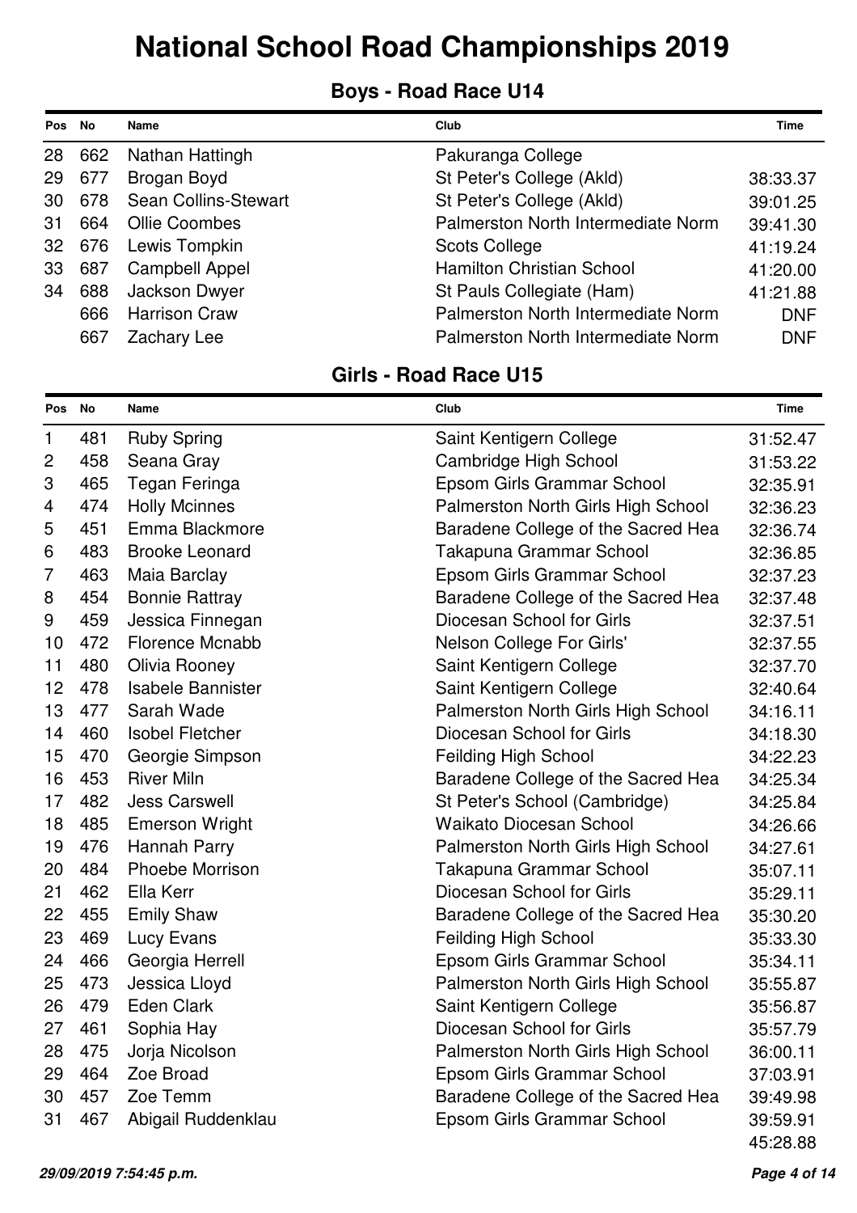# National School Road Championships 2019

## Boys - Road Race U14

| Pos | No | Name | Club | Time |
|---|---|---|---|---|
| 28 | 662 | Nathan Hattingh | Pakuranga College | |
| 29 | 677 | Brogan Boyd | St Peter's College (Akld) | 38:33.37 |
| 30 | 678 | Sean Collins-Stewart | St Peter's College (Akld) | 39:01.25 |
| 31 | 664 | Ollie Coombes | Palmerston North Intermediate Norm | 39:41.30 |
| 32 | 676 | Lewis Tompkin | Scots College | 41:19.24 |
| 33 | 687 | Campbell Appel | Hamilton Christian School | 41:20.00 |
| 34 | 688 | Jackson Dwyer | St Pauls Collegiate (Ham) | 41:21.88 |
| | 666 | Harrison Craw | Palmerston North Intermediate Norm | DNF |
| | 667 | Zachary Lee | Palmerston North Intermediate Norm | DNF |

## Girls - Road Race U15

| Pos | No | Name | Club | Time |
|---|---|---|---|---|
| 1 | 481 | Ruby Spring | Saint Kentigern College | 31:52.47 |
| 2 | 458 | Seana Gray | Cambridge High School | 31:53.22 |
| 3 | 465 | Tegan Feringa | Epsom Girls Grammar School | 32:35.91 |
| 4 | 474 | Holly Mcinnes | Palmerston North Girls High School | 32:36.23 |
| 5 | 451 | Emma Blackmore | Baradene College of the Sacred Hea | 32:36.74 |
| 6 | 483 | Brooke Leonard | Takapuna Grammar School | 32:36.85 |
| 7 | 463 | Maia Barclay | Epsom Girls Grammar School | 32:37.23 |
| 8 | 454 | Bonnie Rattray | Baradene College of the Sacred Hea | 32:37.48 |
| 9 | 459 | Jessica Finnegan | Diocesan School for Girls | 32:37.51 |
| 10 | 472 | Florence Mcnabb | Nelson College For Girls' | 32:37.55 |
| 11 | 480 | Olivia Rooney | Saint Kentigern College | 32:37.70 |
| 12 | 478 | Isabele Bannister | Saint Kentigern College | 32:40.64 |
| 13 | 477 | Sarah Wade | Palmerston North Girls High School | 34:16.11 |
| 14 | 460 | Isobel Fletcher | Diocesan School for Girls | 34:18.30 |
| 15 | 470 | Georgie Simpson | Feilding High School | 34:22.23 |
| 16 | 453 | River Miln | Baradene College of the Sacred Hea | 34:25.34 |
| 17 | 482 | Jess Carswell | St Peter's School (Cambridge) | 34:25.84 |
| 18 | 485 | Emerson Wright | Waikato Diocesan School | 34:26.66 |
| 19 | 476 | Hannah Parry | Palmerston North Girls High School | 34:27.61 |
| 20 | 484 | Phoebe Morrison | Takapuna Grammar School | 35:07.11 |
| 21 | 462 | Ella Kerr | Diocesan School for Girls | 35:29.11 |
| 22 | 455 | Emily Shaw | Baradene College of the Sacred Hea | 35:30.20 |
| 23 | 469 | Lucy Evans | Feilding High School | 35:33.30 |
| 24 | 466 | Georgia Herrell | Epsom Girls Grammar School | 35:34.11 |
| 25 | 473 | Jessica Lloyd | Palmerston North Girls High School | 35:55.87 |
| 26 | 479 | Eden Clark | Saint Kentigern College | 35:56.87 |
| 27 | 461 | Sophia Hay | Diocesan School for Girls | 35:57.79 |
| 28 | 475 | Jorja Nicolson | Palmerston North Girls High School | 36:00.11 |
| 29 | 464 | Zoe Broad | Epsom Girls Grammar School | 37:03.91 |
| 30 | 457 | Zoe Temm | Baradene College of the Sacred Hea | 39:49.98 |
| 31 | 467 | Abigail Ruddenklau | Epsom Girls Grammar School | 39:59.91 |
| | | | | 45:28.88 |

*29/09/2019 7:54:45 p.m.*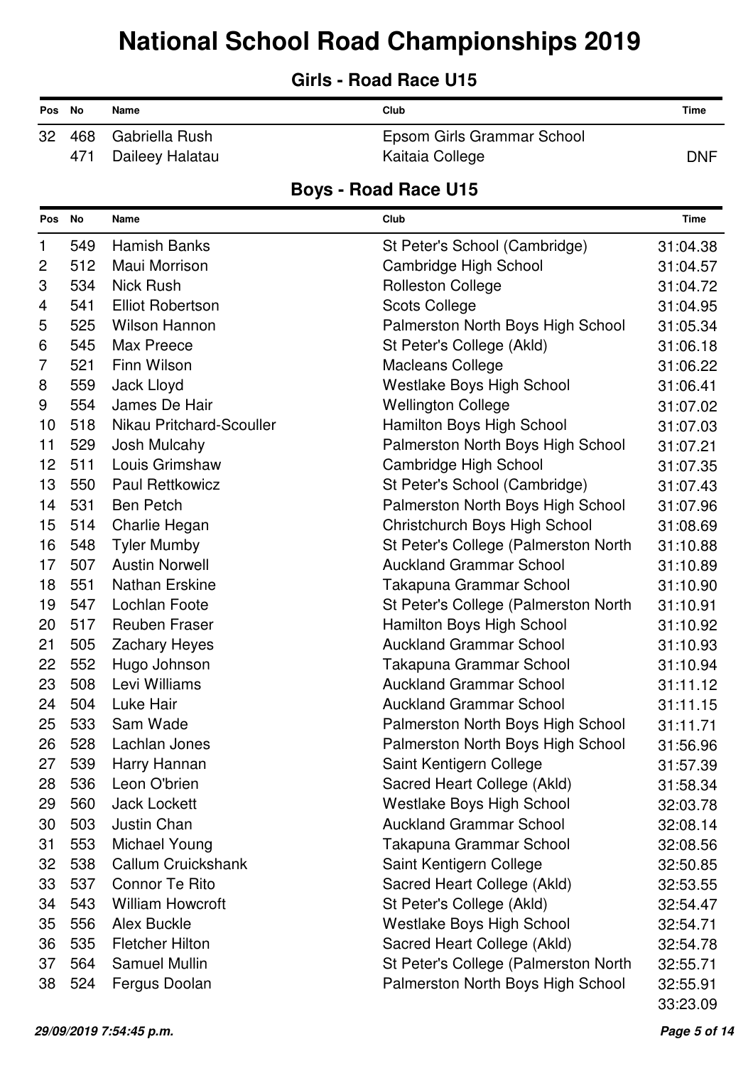# National School Road Championships 2019

## Girls - Road Race U15

| Pos | No | Name | Club | Time |
|---|---|---|---|---|
| 32 | 468 | Gabriella Rush | Epsom Girls Grammar School | |
| | 471 | Daileey Halatau | Kaitaia College | DNF |

## Boys - Road Race U15

| Pos | No | Name | Club | Time |
|---|---|---|---|---|
| 1 | 549 | Hamish Banks | St Peter's School (Cambridge) | 31:04.38 |
| 2 | 512 | Maui Morrison | Cambridge High School | 31:04.57 |
| 3 | 534 | Nick Rush | Rolleston College | 31:04.72 |
| 4 | 541 | Elliot Robertson | Scots College | 31:04.95 |
| 5 | 525 | Wilson Hannon | Palmerston North Boys High School | 31:05.34 |
| 6 | 545 | Max Preece | St Peter's College (Akld) | 31:06.18 |
| 7 | 521 | Finn Wilson | Macleans College | 31:06.22 |
| 8 | 559 | Jack Lloyd | Westlake Boys High School | 31:06.41 |
| 9 | 554 | James De Hair | Wellington College | 31:07.02 |
| 10 | 518 | Nikau Pritchard-Scouller | Hamilton Boys High School | 31:07.03 |
| 11 | 529 | Josh Mulcahy | Palmerston North Boys High School | 31:07.21 |
| 12 | 511 | Louis Grimshaw | Cambridge High School | 31:07.35 |
| 13 | 550 | Paul Rettkowicz | St Peter's School (Cambridge) | 31:07.43 |
| 14 | 531 | Ben Petch | Palmerston North Boys High School | 31:07.96 |
| 15 | 514 | Charlie Hegan | Christchurch Boys High School | 31:08.69 |
| 16 | 548 | Tyler Mumby | St Peter's College (Palmerston North | 31:10.88 |
| 17 | 507 | Austin Norwell | Auckland Grammar School | 31:10.89 |
| 18 | 551 | Nathan Erskine | Takapuna Grammar School | 31:10.90 |
| 19 | 547 | Lochlan Foote | St Peter's College (Palmerston North | 31:10.91 |
| 20 | 517 | Reuben Fraser | Hamilton Boys High School | 31:10.92 |
| 21 | 505 | Zachary Heyes | Auckland Grammar School | 31:10.93 |
| 22 | 552 | Hugo Johnson | Takapuna Grammar School | 31:10.94 |
| 23 | 508 | Levi Williams | Auckland Grammar School | 31:11.12 |
| 24 | 504 | Luke Hair | Auckland Grammar School | 31:11.15 |
| 25 | 533 | Sam Wade | Palmerston North Boys High School | 31:11.71 |
| 26 | 528 | Lachlan Jones | Palmerston North Boys High School | 31:56.96 |
| 27 | 539 | Harry Hannan | Saint Kentigern College | 31:57.39 |
| 28 | 536 | Leon O'brien | Sacred Heart College (Akld) | 31:58.34 |
| 29 | 560 | Jack Lockett | Westlake Boys High School | 32:03.78 |
| 30 | 503 | Justin Chan | Auckland Grammar School | 32:08.14 |
| 31 | 553 | Michael Young | Takapuna Grammar School | 32:08.56 |
| 32 | 538 | Callum Cruickshank | Saint Kentigern College | 32:50.85 |
| 33 | 537 | Connor Te Rito | Sacred Heart College (Akld) | 32:53.55 |
| 34 | 543 | William Howcroft | St Peter's College (Akld) | 32:54.47 |
| 35 | 556 | Alex Buckle | Westlake Boys High School | 32:54.71 |
| 36 | 535 | Fletcher Hilton | Sacred Heart College (Akld) | 32:54.78 |
| 37 | 564 | Samuel Mullin | St Peter's College (Palmerston North | 32:55.71 |
| 38 | 524 | Fergus Doolan | Palmerston North Boys High School | 32:55.91 |
| | | | | 33:23.09 |

*29/09/2019 7:54:45 p.m.*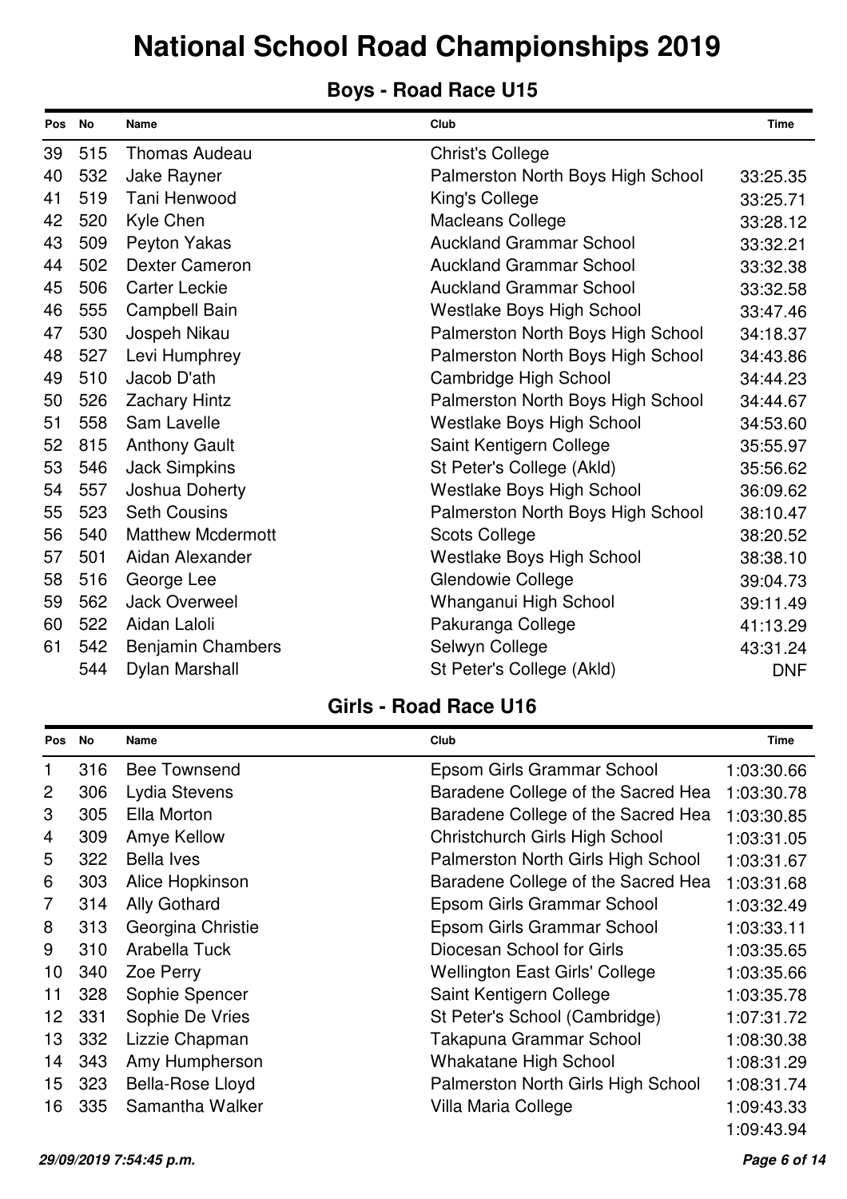# National School Road Championships 2019

## Boys - Road Race U15

| Pos | No | Name | Club | Time |
|---|---|---|---|---|
| 39 | 515 | Thomas Audeau | Christ's College | |
| 40 | 532 | Jake Rayner | Palmerston North Boys High School | 33:25.35 |
| 41 | 519 | Tani Henwood | King's College | 33:25.71 |
| 42 | 520 | Kyle Chen | Macleans College | 33:28.12 |
| 43 | 509 | Peyton Yakas | Auckland Grammar School | 33:32.21 |
| 44 | 502 | Dexter Cameron | Auckland Grammar School | 33:32.38 |
| 45 | 506 | Carter Leckie | Auckland Grammar School | 33:32.58 |
| 46 | 555 | Campbell Bain | Westlake Boys High School | 33:47.46 |
| 47 | 530 | Jospeh Nikau | Palmerston North Boys High School | 34:18.37 |
| 48 | 527 | Levi Humphrey | Palmerston North Boys High School | 34:43.86 |
| 49 | 510 | Jacob D'ath | Cambridge High School | 34:44.23 |
| 50 | 526 | Zachary Hintz | Palmerston North Boys High School | 34:44.67 |
| 51 | 558 | Sam Lavelle | Westlake Boys High School | 34:53.60 |
| 52 | 815 | Anthony Gault | Saint Kentigern College | 35:55.97 |
| 53 | 546 | Jack Simpkins | St Peter's College (Akld) | 35:56.62 |
| 54 | 557 | Joshua Doherty | Westlake Boys High School | 36:09.62 |
| 55 | 523 | Seth Cousins | Palmerston North Boys High School | 38:10.47 |
| 56 | 540 | Matthew Mcdermott | Scots College | 38:20.52 |
| 57 | 501 | Aidan Alexander | Westlake Boys High School | 38:38.10 |
| 58 | 516 | George Lee | Glendowie College | 39:04.73 |
| 59 | 562 | Jack Overweel | Whanganui High School | 39:11.49 |
| 60 | 522 | Aidan Laloli | Pakuranga College | 41:13.29 |
| 61 | 542 | Benjamin Chambers | Selwyn College | 43:31.24 |
| | 544 | Dylan Marshall | St Peter's College (Akld) | DNF |

## Girls - Road Race U16

| Pos | No | Name | Club | Time |
|---|---|---|---|---|
| 1 | 316 | Bee Townsend | Epsom Girls Grammar School | 1:03:30.66 |
| 2 | 306 | Lydia Stevens | Baradene College of the Sacred Hea | 1:03:30.78 |
| 3 | 305 | Ella Morton | Baradene College of the Sacred Hea | 1:03:30.85 |
| 4 | 309 | Amye Kellow | Christchurch Girls High School | 1:03:31.05 |
| 5 | 322 | Bella Ives | Palmerston North Girls High School | 1:03:31.67 |
| 6 | 303 | Alice Hopkinson | Baradene College of the Sacred Hea | 1:03:31.68 |
| 7 | 314 | Ally Gothard | Epsom Girls Grammar School | 1:03:32.49 |
| 8 | 313 | Georgina Christie | Epsom Girls Grammar School | 1:03:33.11 |
| 9 | 310 | Arabella Tuck | Diocesan School for Girls | 1:03:35.65 |
| 10 | 340 | Zoe Perry | Wellington East Girls' College | 1:03:35.66 |
| 11 | 328 | Sophie Spencer | Saint Kentigern College | 1:03:35.78 |
| 12 | 331 | Sophie De Vries | St Peter's School (Cambridge) | 1:07:31.72 |
| 13 | 332 | Lizzie Chapman | Takapuna Grammar School | 1:08:30.38 |
| 14 | 343 | Amy Humpherson | Whakatane High School | 1:08:31.29 |
| 15 | 323 | Bella-Rose Lloyd | Palmerston North Girls High School | 1:08:31.74 |
| 16 | 335 | Samantha Walker | Villa Maria College | 1:09:43.33 |
| | | | | 1:09:43.94 |

*29/09/2019 7:54:45 p.m.*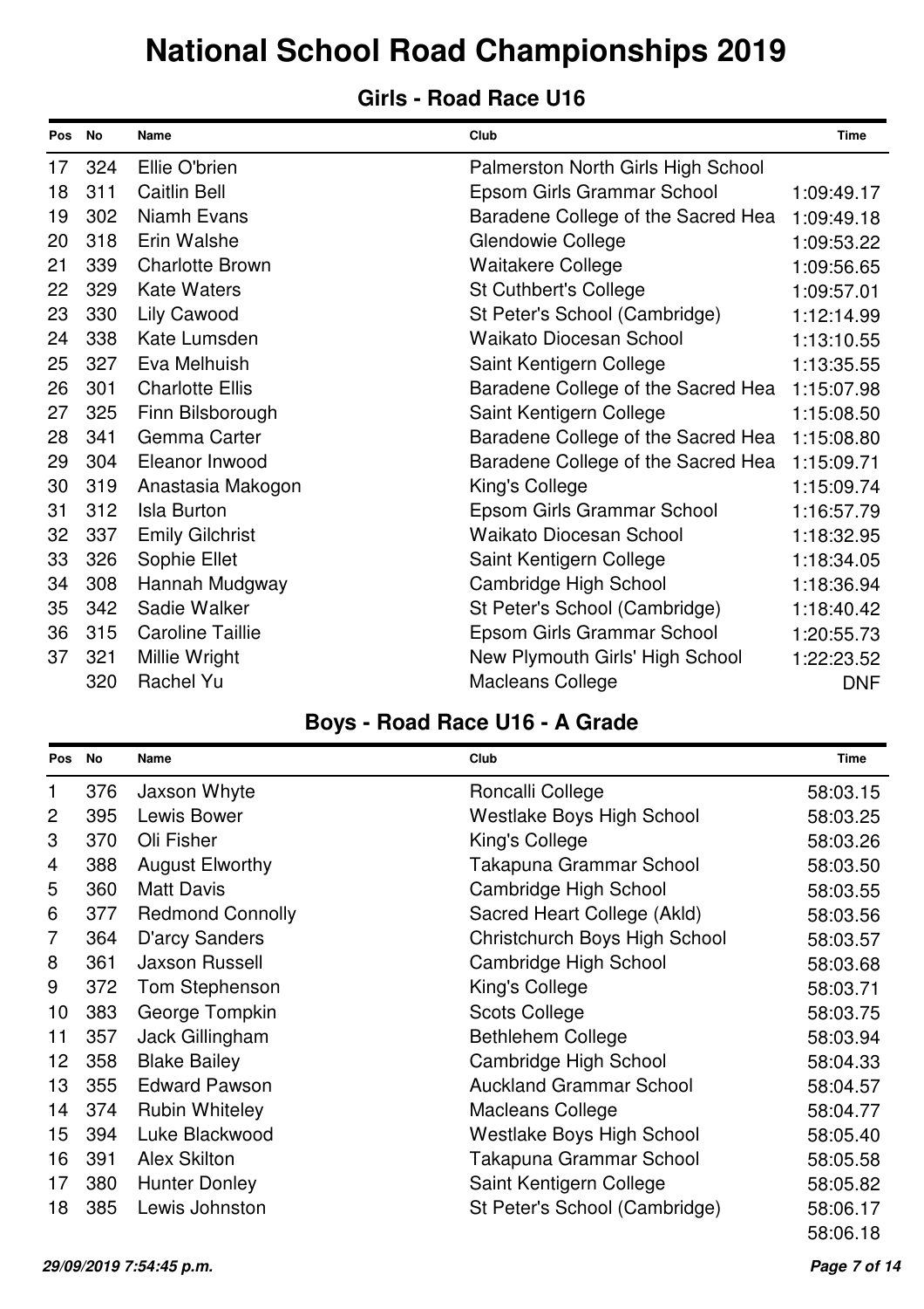# National School Road Championships 2019

## Girls - Road Race U16

| Pos | No | Name | Club | Time |
|---|---|---|---|---|
| 17 | 324 | Ellie O'brien | Palmerston North Girls High School | |
| 18 | 311 | Caitlin Bell | Epsom Girls Grammar School | 1:09:49.17 |
| 19 | 302 | Niamh Evans | Baradene College of the Sacred Hea | 1:09:49.18 |
| 20 | 318 | Erin Walshe | Glendowie College | 1:09:53.22 |
| 21 | 339 | Charlotte Brown | Waitakere College | 1:09:56.65 |
| 22 | 329 | Kate Waters | St Cuthbert's College | 1:09:57.01 |
| 23 | 330 | Lily Cawood | St Peter's School (Cambridge) | 1:12:14.99 |
| 24 | 338 | Kate Lumsden | Waikato Diocesan School | 1:13:10.55 |
| 25 | 327 | Eva Melhuish | Saint Kentigern College | 1:13:35.55 |
| 26 | 301 | Charlotte Ellis | Baradene College of the Sacred Hea | 1:15:07.98 |
| 27 | 325 | Finn Bilsborough | Saint Kentigern College | 1:15:08.50 |
| 28 | 341 | Gemma Carter | Baradene College of the Sacred Hea | 1:15:08.80 |
| 29 | 304 | Eleanor Inwood | Baradene College of the Sacred Hea | 1:15:09.71 |
| 30 | 319 | Anastasia Makogon | King's College | 1:15:09.74 |
| 31 | 312 | Isla Burton | Epsom Girls Grammar School | 1:16:57.79 |
| 32 | 337 | Emily Gilchrist | Waikato Diocesan School | 1:18:32.95 |
| 33 | 326 | Sophie Ellet | Saint Kentigern College | 1:18:34.05 |
| 34 | 308 | Hannah Mudgway | Cambridge High School | 1:18:36.94 |
| 35 | 342 | Sadie Walker | St Peter's School (Cambridge) | 1:18:40.42 |
| 36 | 315 | Caroline Taillie | Epsom Girls Grammar School | 1:20:55.73 |
| 37 | 321 | Millie Wright | New Plymouth Girls' High School | 1:22:23.52 |
| | 320 | Rachel Yu | Macleans College | DNF |

## Boys - Road Race U16 - A Grade

| Pos | No | Name | Club | Time |
|---|---|---|---|---|
| 1 | 376 | Jaxson Whyte | Roncalli College | 58:03.15 |
| 2 | 395 | Lewis Bower | Westlake Boys High School | 58:03.25 |
| 3 | 370 | Oli Fisher | King's College | 58:03.26 |
| 4 | 388 | August Elworthy | Takapuna Grammar School | 58:03.50 |
| 5 | 360 | Matt Davis | Cambridge High School | 58:03.55 |
| 6 | 377 | Redmond Connolly | Sacred Heart College (Akld) | 58:03.56 |
| 7 | 364 | D'arcy Sanders | Christchurch Boys High School | 58:03.57 |
| 8 | 361 | Jaxson Russell | Cambridge High School | 58:03.68 |
| 9 | 372 | Tom Stephenson | King's College | 58:03.71 |
| 10 | 383 | George Tompkin | Scots College | 58:03.75 |
| 11 | 357 | Jack Gillingham | Bethlehem College | 58:03.94 |
| 12 | 358 | Blake Bailey | Cambridge High School | 58:04.33 |
| 13 | 355 | Edward Pawson | Auckland Grammar School | 58:04.57 |
| 14 | 374 | Rubin Whiteley | Macleans College | 58:04.77 |
| 15 | 394 | Luke Blackwood | Westlake Boys High School | 58:05.40 |
| 16 | 391 | Alex Skilton | Takapuna Grammar School | 58:05.58 |
| 17 | 380 | Hunter Donley | Saint Kentigern College | 58:05.82 |
| 18 | 385 | Lewis Johnston | St Peter's School (Cambridge) | 58:06.17 |
| | | | | 58:06.18 |

*29/09/2019 7:54:45 p.m.*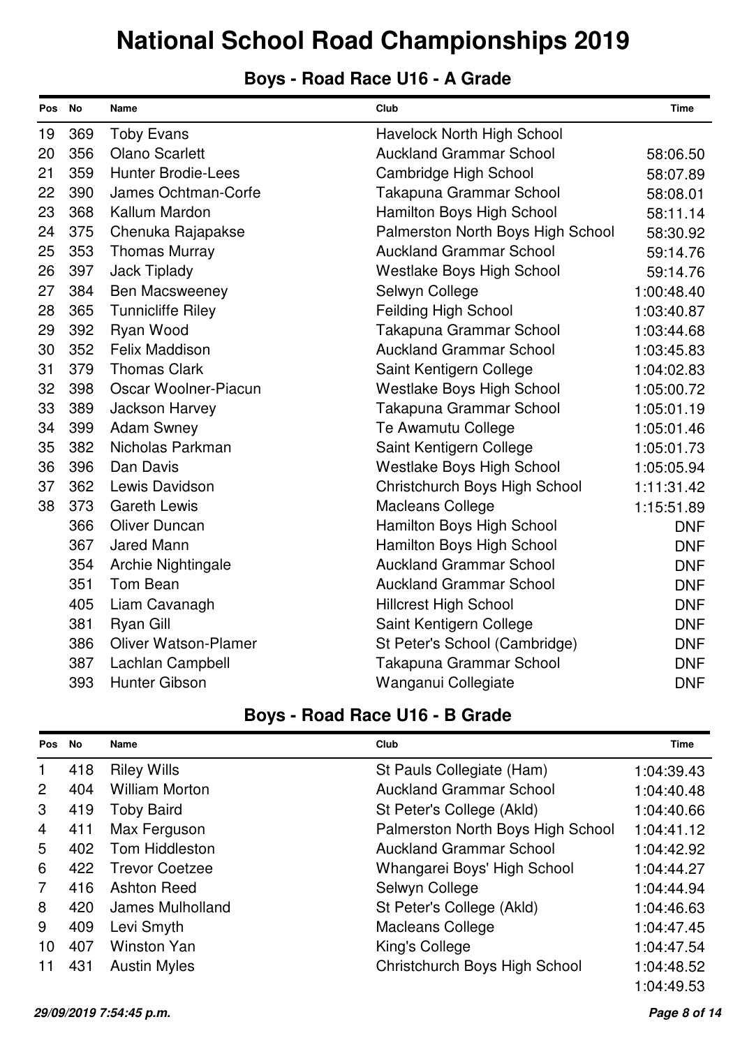# National School Road Championships 2019

## Boys - Road Race U16 - A Grade

| Pos | No | Name | Club | Time |
|---|---|---|---|---|
| 19 | 369 | Toby Evans | Havelock North High School | |
| 20 | 356 | Olano Scarlett | Auckland Grammar School | 58:06.50 |
| 21 | 359 | Hunter Brodie-Lees | Cambridge High School | 58:07.89 |
| 22 | 390 | James Ochtman-Corfe | Takapuna Grammar School | 58:08.01 |
| 23 | 368 | Kallum Mardon | Hamilton Boys High School | 58:11.14 |
| 24 | 375 | Chenuka Rajapakse | Palmerston North Boys High School | 58:30.92 |
| 25 | 353 | Thomas Murray | Auckland Grammar School | 59:14.76 |
| 26 | 397 | Jack Tiplady | Westlake Boys High School | 59:14.76 |
| 27 | 384 | Ben Macsweeney | Selwyn College | 1:00:48.40 |
| 28 | 365 | Tunnicliffe Riley | Feilding High School | 1:03:40.87 |
| 29 | 392 | Ryan Wood | Takapuna Grammar School | 1:03:44.68 |
| 30 | 352 | Felix Maddison | Auckland Grammar School | 1:03:45.83 |
| 31 | 379 | Thomas Clark | Saint Kentigern College | 1:04:02.83 |
| 32 | 398 | Oscar Woolner-Piacun | Westlake Boys High School | 1:05:00.72 |
| 33 | 389 | Jackson Harvey | Takapuna Grammar School | 1:05:01.19 |
| 34 | 399 | Adam Swney | Te Awamutu College | 1:05:01.46 |
| 35 | 382 | Nicholas Parkman | Saint Kentigern College | 1:05:01.73 |
| 36 | 396 | Dan Davis | Westlake Boys High School | 1:05:05.94 |
| 37 | 362 | Lewis Davidson | Christchurch Boys High School | 1:11:31.42 |
| 38 | 373 | Gareth Lewis | Macleans College | 1:15:51.89 |
| | 366 | Oliver Duncan | Hamilton Boys High School | DNF |
| | 367 | Jared Mann | Hamilton Boys High School | DNF |
| | 354 | Archie Nightingale | Auckland Grammar School | DNF |
| | 351 | Tom Bean | Auckland Grammar School | DNF |
| | 405 | Liam Cavanagh | Hillcrest High School | DNF |
| | 381 | Ryan Gill | Saint Kentigern College | DNF |
| | 386 | Oliver Watson-Plamer | St Peter's School (Cambridge) | DNF |
| | 387 | Lachlan Campbell | Takapuna Grammar School | DNF |
| | 393 | Hunter Gibson | Wanganui Collegiate | DNF |

## Boys - Road Race U16 - B Grade

| Pos | No | Name | Club | Time |
|---|---|---|---|---|
| 1 | 418 | Riley Wills | St Pauls Collegiate (Ham) | 1:04:39.43 |
| 2 | 404 | William Morton | Auckland Grammar School | 1:04:40.48 |
| 3 | 419 | Toby Baird | St Peter's College (Akld) | 1:04:40.66 |
| 4 | 411 | Max Ferguson | Palmerston North Boys High School | 1:04:41.12 |
| 5 | 402 | Tom Hiddleston | Auckland Grammar School | 1:04:42.92 |
| 6 | 422 | Trevor Coetzee | Whangarei Boys' High School | 1:04:44.27 |
| 7 | 416 | Ashton Reed | Selwyn College | 1:04:44.94 |
| 8 | 420 | James Mulholland | St Peter's College (Akld) | 1:04:46.63 |
| 9 | 409 | Levi Smyth | Macleans College | 1:04:47.45 |
| 10 | 407 | Winston Yan | King's College | 1:04:47.54 |
| 11 | 431 | Austin Myles | Christchurch Boys High School | 1:04:48.52 |
| | | | | 1:04:49.53 |

*29/09/2019 7:54:45 p.m.*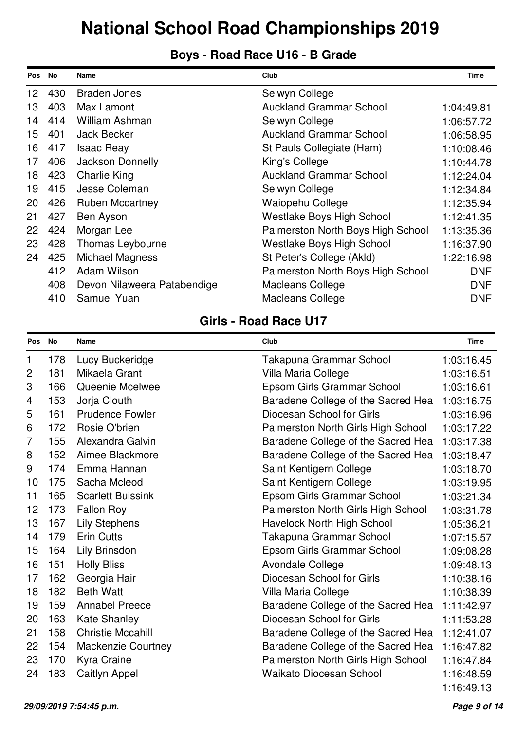# National School Road Championships 2019

## Boys - Road Race U16 - B Grade

| Pos | No | Name | Club | Time |
|---|---|---|---|---|
| 12 | 430 | Braden Jones | Selwyn College | |
| 13 | 403 | Max Lamont | Auckland Grammar School | 1:04:49.81 |
| 14 | 414 | William Ashman | Selwyn College | 1:06:57.72 |
| 15 | 401 | Jack Becker | Auckland Grammar School | 1:06:58.95 |
| 16 | 417 | Isaac Reay | St Pauls Collegiate (Ham) | 1:10:08.46 |
| 17 | 406 | Jackson Donnelly | King's College | 1:10:44.78 |
| 18 | 423 | Charlie King | Auckland Grammar School | 1:12:24.04 |
| 19 | 415 | Jesse Coleman | Selwyn College | 1:12:34.84 |
| 20 | 426 | Ruben Mccartney | Waiopehu College | 1:12:35.94 |
| 21 | 427 | Ben Ayson | Westlake Boys High School | 1:12:41.35 |
| 22 | 424 | Morgan Lee | Palmerston North Boys High School | 1:13:35.36 |
| 23 | 428 | Thomas Leybourne | Westlake Boys High School | 1:16:37.90 |
| 24 | 425 | Michael Magness | St Peter's College (Akld) | 1:22:16.98 |
| | 412 | Adam Wilson | Palmerston North Boys High School | DNF |
| | 408 | Devon Nilaweera Patabendige | Macleans College | DNF |
| | 410 | Samuel Yuan | Macleans College | DNF |

## Girls - Road Race U17

| Pos | No | Name | Club | Time |
|---|---|---|---|---|
| 1 | 178 | Lucy Buckeridge | Takapuna Grammar School | 1:03:16.45 |
| 2 | 181 | Mikaela Grant | Villa Maria College | 1:03:16.51 |
| 3 | 166 | Queenie Mcelwee | Epsom Girls Grammar School | 1:03:16.61 |
| 4 | 153 | Jorja Clouth | Baradene College of the Sacred Hea | 1:03:16.75 |
| 5 | 161 | Prudence Fowler | Diocesan School for Girls | 1:03:16.96 |
| 6 | 172 | Rosie O'brien | Palmerston North Girls High School | 1:03:17.22 |
| 7 | 155 | Alexandra Galvin | Baradene College of the Sacred Hea | 1:03:17.38 |
| 8 | 152 | Aimee Blackmore | Baradene College of the Sacred Hea | 1:03:18.47 |
| 9 | 174 | Emma Hannan | Saint Kentigern College | 1:03:18.70 |
| 10 | 175 | Sacha Mcleod | Saint Kentigern College | 1:03:19.95 |
| 11 | 165 | Scarlett Buissink | Epsom Girls Grammar School | 1:03:21.34 |
| 12 | 173 | Fallon Roy | Palmerston North Girls High School | 1:03:31.78 |
| 13 | 167 | Lily Stephens | Havelock North High School | 1:05:36.21 |
| 14 | 179 | Erin Cutts | Takapuna Grammar School | 1:07:15.57 |
| 15 | 164 | Lily Brinsdon | Epsom Girls Grammar School | 1:09:08.28 |
| 16 | 151 | Holly Bliss | Avondale College | 1:09:48.13 |
| 17 | 162 | Georgia Hair | Diocesan School for Girls | 1:10:38.16 |
| 18 | 182 | Beth Watt | Villa Maria College | 1:10:38.39 |
| 19 | 159 | Annabel Preece | Baradene College of the Sacred Hea | 1:11:42.97 |
| 20 | 163 | Kate Shanley | Diocesan School for Girls | 1:11:53.28 |
| 21 | 158 | Christie Mccahill | Baradene College of the Sacred Hea | 1:12:41.07 |
| 22 | 154 | Mackenzie Courtney | Baradene College of the Sacred Hea | 1:16:47.82 |
| 23 | 170 | Kyra Craine | Palmerston North Girls High School | 1:16:47.84 |
| 24 | 183 | Caitlyn Appel | Waikato Diocesan School | 1:16:48.59 |
| | | | | 1:16:49.13 |

*29/09/2019 7:54:45 p.m.*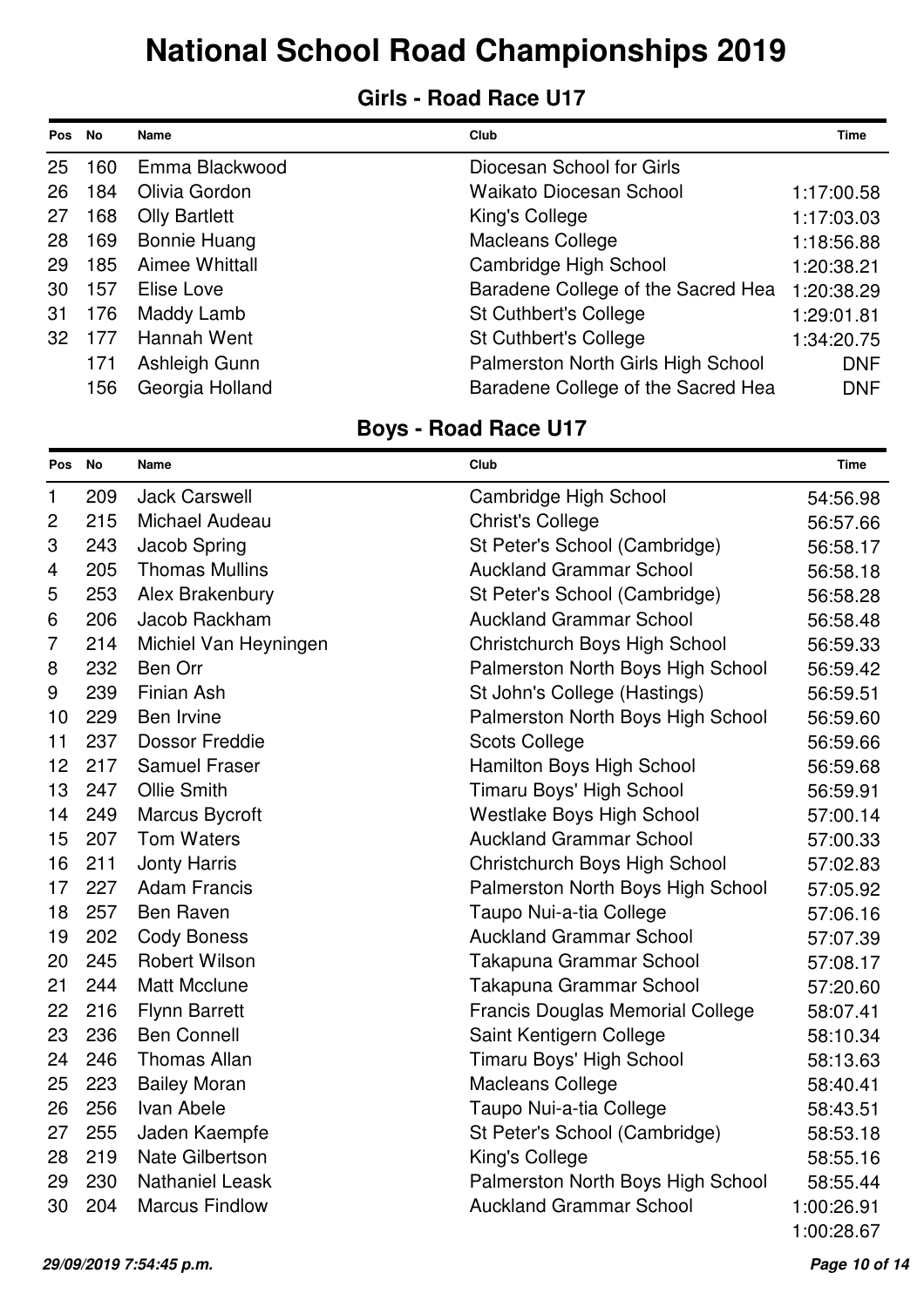# National School Road Championships 2019

## Girls - Road Race U17

| Pos | No | Name | Club | Time |
|---|---|---|---|---|
| 25 | 160 | Emma Blackwood | Diocesan School for Girls | |
| 26 | 184 | Olivia Gordon | Waikato Diocesan School | 1:17:00.58 |
| 27 | 168 | Olly Bartlett | King's College | 1:17:03.03 |
| 28 | 169 | Bonnie Huang | Macleans College | 1:18:56.88 |
| 29 | 185 | Aimee Whittall | Cambridge High School | 1:20:38.21 |
| 30 | 157 | Elise Love | Baradene College of the Sacred Hea | 1:20:38.29 |
| 31 | 176 | Maddy Lamb | St Cuthbert's College | 1:29:01.81 |
| 32 | 177 | Hannah Went | St Cuthbert's College | 1:34:20.75 |
| | 171 | Ashleigh Gunn | Palmerston North Girls High School | DNF |
| | 156 | Georgia Holland | Baradene College of the Sacred Hea | DNF |

## Boys - Road Race U17

| Pos | No | Name | Club | Time |
|---|---|---|---|---|
| 1 | 209 | Jack Carswell | Cambridge High School | 54:56.98 |
| 2 | 215 | Michael Audeau | Christ's College | 56:57.66 |
| 3 | 243 | Jacob Spring | St Peter's School (Cambridge) | 56:58.17 |
| 4 | 205 | Thomas Mullins | Auckland Grammar School | 56:58.18 |
| 5 | 253 | Alex Brakenbury | St Peter's School (Cambridge) | 56:58.28 |
| 6 | 206 | Jacob Rackham | Auckland Grammar School | 56:58.48 |
| 7 | 214 | Michiel Van Heyningen | Christchurch Boys High School | 56:59.33 |
| 8 | 232 | Ben Orr | Palmerston North Boys High School | 56:59.42 |
| 9 | 239 | Finian Ash | St John's College (Hastings) | 56:59.51 |
| 10 | 229 | Ben Irvine | Palmerston North Boys High School | 56:59.60 |
| 11 | 237 | Dossor Freddie | Scots College | 56:59.66 |
| 12 | 217 | Samuel Fraser | Hamilton Boys High School | 56:59.68 |
| 13 | 247 | Ollie Smith | Timaru Boys' High School | 56:59.91 |
| 14 | 249 | Marcus Bycroft | Westlake Boys High School | 57:00.14 |
| 15 | 207 | Tom Waters | Auckland Grammar School | 57:00.33 |
| 16 | 211 | Jonty Harris | Christchurch Boys High School | 57:02.83 |
| 17 | 227 | Adam Francis | Palmerston North Boys High School | 57:05.92 |
| 18 | 257 | Ben Raven | Taupo Nui-a-tia College | 57:06.16 |
| 19 | 202 | Cody Boness | Auckland Grammar School | 57:07.39 |
| 20 | 245 | Robert Wilson | Takapuna Grammar School | 57:08.17 |
| 21 | 244 | Matt Mcclune | Takapuna Grammar School | 57:20.60 |
| 22 | 216 | Flynn Barrett | Francis Douglas Memorial College | 58:07.41 |
| 23 | 236 | Ben Connell | Saint Kentigern College | 58:10.34 |
| 24 | 246 | Thomas Allan | Timaru Boys' High School | 58:13.63 |
| 25 | 223 | Bailey Moran | Macleans College | 58:40.41 |
| 26 | 256 | Ivan Abele | Taupo Nui-a-tia College | 58:43.51 |
| 27 | 255 | Jaden Kaempfe | St Peter's School (Cambridge) | 58:53.18 |
| 28 | 219 | Nate Gilbertson | King's College | 58:55.16 |
| 29 | 230 | Nathaniel Leask | Palmerston North Boys High School | 58:55.44 |
| 30 | 204 | Marcus Findlow | Auckland Grammar School | 1:00:26.91 |
| | | | | 1:00:28.67 |

*29/09/2019 7:54:45 p.m.*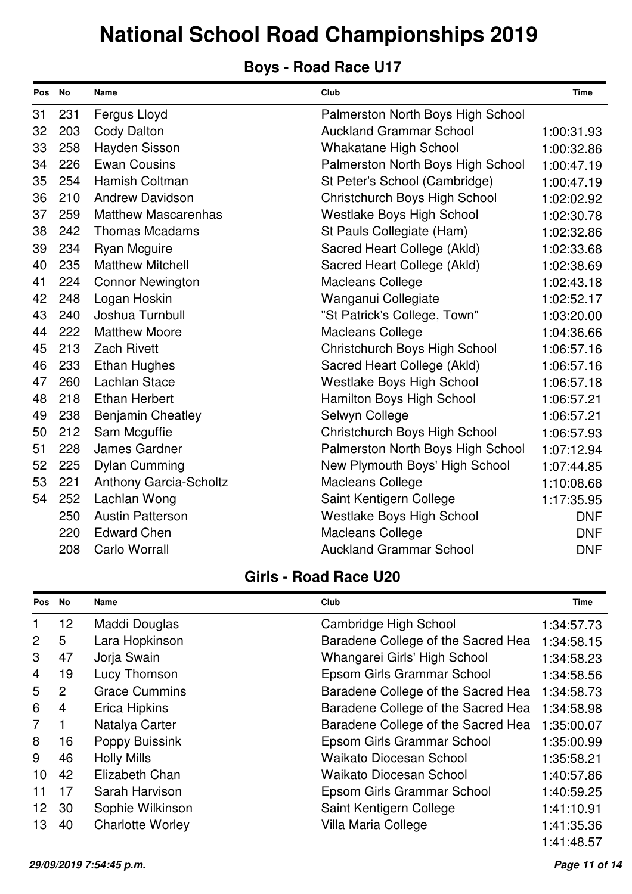# National School Road Championships 2019

## Boys - Road Race U17

| Pos | No | Name | Club | Time |
|---|---|---|---|---|
| 31 | 231 | Fergus Lloyd | Palmerston North Boys High School | |
| 32 | 203 | Cody Dalton | Auckland Grammar School | 1:00:31.93 |
| 33 | 258 | Hayden Sisson | Whakatane High School | 1:00:32.86 |
| 34 | 226 | Ewan Cousins | Palmerston North Boys High School | 1:00:47.19 |
| 35 | 254 | Hamish Coltman | St Peter's School (Cambridge) | 1:00:47.19 |
| 36 | 210 | Andrew Davidson | Christchurch Boys High School | 1:02:02.92 |
| 37 | 259 | Matthew Mascarenhas | Westlake Boys High School | 1:02:30.78 |
| 38 | 242 | Thomas Mcadams | St Pauls Collegiate (Ham) | 1:02:32.86 |
| 39 | 234 | Ryan Mcguire | Sacred Heart College (Akld) | 1:02:33.68 |
| 40 | 235 | Matthew Mitchell | Sacred Heart College (Akld) | 1:02:38.69 |
| 41 | 224 | Connor Newington | Macleans College | 1:02:43.18 |
| 42 | 248 | Logan Hoskin | Wanganui Collegiate | 1:02:52.17 |
| 43 | 240 | Joshua Turnbull | "St Patrick's College, Town" | 1:03:20.00 |
| 44 | 222 | Matthew Moore | Macleans College | 1:04:36.66 |
| 45 | 213 | Zach Rivett | Christchurch Boys High School | 1:06:57.16 |
| 46 | 233 | Ethan Hughes | Sacred Heart College (Akld) | 1:06:57.16 |
| 47 | 260 | Lachlan Stace | Westlake Boys High School | 1:06:57.18 |
| 48 | 218 | Ethan Herbert | Hamilton Boys High School | 1:06:57.21 |
| 49 | 238 | Benjamin Cheatley | Selwyn College | 1:06:57.21 |
| 50 | 212 | Sam Mcguffie | Christchurch Boys High School | 1:06:57.93 |
| 51 | 228 | James Gardner | Palmerston North Boys High School | 1:07:12.94 |
| 52 | 225 | Dylan Cumming | New Plymouth Boys' High School | 1:07:44.85 |
| 53 | 221 | Anthony Garcia-Scholtz | Macleans College | 1:10:08.68 |
| 54 | 252 | Lachlan Wong | Saint Kentigern College | 1:17:35.95 |
| | 250 | Austin Patterson | Westlake Boys High School | DNF |
| | 220 | Edward Chen | Macleans College | DNF |
| | 208 | Carlo Worrall | Auckland Grammar School | DNF |

## Girls - Road Race U20

| Pos | No | Name | Club | Time |
|---|---|---|---|---|
| 1 | 12 | Maddi Douglas | Cambridge High School | 1:34:57.73 |
| 2 | 5 | Lara Hopkinson | Baradene College of the Sacred Hea | 1:34:58.15 |
| 3 | 47 | Jorja Swain | Whangarei Girls' High School | 1:34:58.23 |
| 4 | 19 | Lucy Thomson | Epsom Girls Grammar School | 1:34:58.56 |
| 5 | 2 | Grace Cummins | Baradene College of the Sacred Hea | 1:34:58.73 |
| 6 | 4 | Erica Hipkins | Baradene College of the Sacred Hea | 1:34:58.98 |
| 7 | 1 | Natalya Carter | Baradene College of the Sacred Hea | 1:35:00.07 |
| 8 | 16 | Poppy Buissink | Epsom Girls Grammar School | 1:35:00.99 |
| 9 | 46 | Holly Mills | Waikato Diocesan School | 1:35:58.21 |
| 10 | 42 | Elizabeth Chan | Waikato Diocesan School | 1:40:57.86 |
| 11 | 17 | Sarah Harvison | Epsom Girls Grammar School | 1:40:59.25 |
| 12 | 30 | Sophie Wilkinson | Saint Kentigern College | 1:41:10.91 |
| 13 | 40 | Charlotte Worley | Villa Maria College | 1:41:35.36 |
| | | | | 1:41:48.57 |

*29/09/2019 7:54:45 p.m.*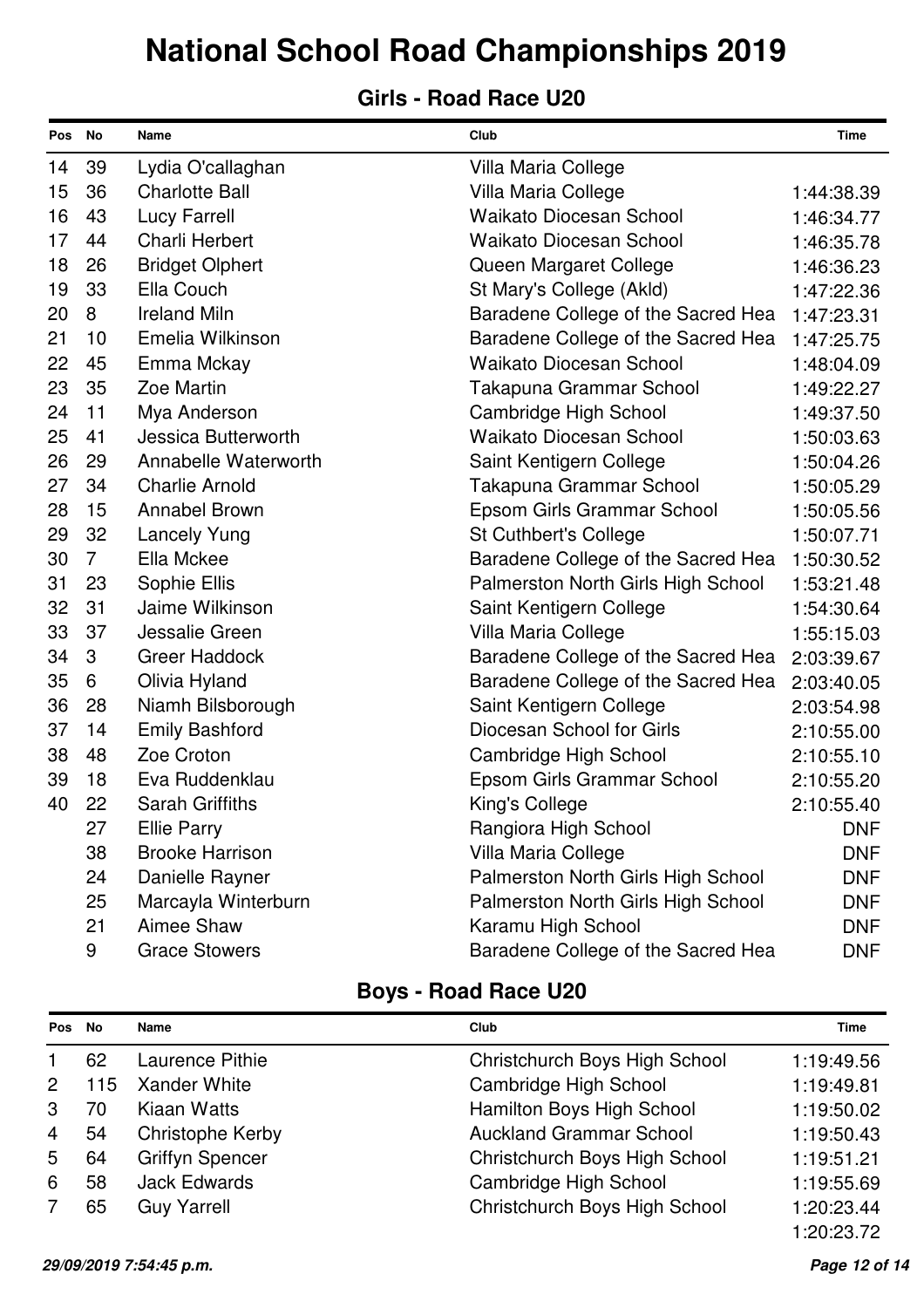# National School Road Championships 2019

## Girls - Road Race U20

| Pos | No | Name | Club | Time |
|---|---|---|---|---|
| 14 | 39 | Lydia O'callaghan | Villa Maria College | |
| 15 | 36 | Charlotte Ball | Villa Maria College | 1:44:38.39 |
| 16 | 43 | Lucy Farrell | Waikato Diocesan School | 1:46:34.77 |
| 17 | 44 | Charli Herbert | Waikato Diocesan School | 1:46:35.78 |
| 18 | 26 | Bridget Olphert | Queen Margaret College | 1:46:36.23 |
| 19 | 33 | Ella Couch | St Mary's College (Akld) | 1:47:22.36 |
| 20 | 8 | Ireland Miln | Baradene College of the Sacred Hea | 1:47:23.31 |
| 21 | 10 | Emelia Wilkinson | Baradene College of the Sacred Hea | 1:47:25.75 |
| 22 | 45 | Emma Mckay | Waikato Diocesan School | 1:48:04.09 |
| 23 | 35 | Zoe Martin | Takapuna Grammar School | 1:49:22.27 |
| 24 | 11 | Mya Anderson | Cambridge High School | 1:49:37.50 |
| 25 | 41 | Jessica Butterworth | Waikato Diocesan School | 1:50:03.63 |
| 26 | 29 | Annabelle Waterworth | Saint Kentigern College | 1:50:04.26 |
| 27 | 34 | Charlie Arnold | Takapuna Grammar School | 1:50:05.29 |
| 28 | 15 | Annabel Brown | Epsom Girls Grammar School | 1:50:05.56 |
| 29 | 32 | Lancely Yung | St Cuthbert's College | 1:50:07.71 |
| 30 | 7 | Ella Mckee | Baradene College of the Sacred Hea | 1:50:30.52 |
| 31 | 23 | Sophie Ellis | Palmerston North Girls High School | 1:53:21.48 |
| 32 | 31 | Jaime Wilkinson | Saint Kentigern College | 1:54:30.64 |
| 33 | 37 | Jessalie Green | Villa Maria College | 1:55:15.03 |
| 34 | 3 | Greer Haddock | Baradene College of the Sacred Hea | 2:03:39.67 |
| 35 | 6 | Olivia Hyland | Baradene College of the Sacred Hea | 2:03:40.05 |
| 36 | 28 | Niamh Bilsborough | Saint Kentigern College | 2:03:54.98 |
| 37 | 14 | Emily Bashford | Diocesan School for Girls | 2:10:55.00 |
| 38 | 48 | Zoe Croton | Cambridge High School | 2:10:55.10 |
| 39 | 18 | Eva Ruddenklau | Epsom Girls Grammar School | 2:10:55.20 |
| 40 | 22 | Sarah Griffiths | King's College | 2:10:55.40 |
| | 27 | Ellie Parry | Rangiora High School | DNF |
| | 38 | Brooke Harrison | Villa Maria College | DNF |
| | 24 | Danielle Rayner | Palmerston North Girls High School | DNF |
| | 25 | Marcayla Winterburn | Palmerston North Girls High School | DNF |
| | 21 | Aimee Shaw | Karamu High School | DNF |
| | 9 | Grace Stowers | Baradene College of the Sacred Hea | DNF |

## Boys - Road Race U20

| Pos | No | Name | Club | Time |
|---|---|---|---|---|
| 1 | 62 | Laurence Pithie | Christchurch Boys High School | 1:19:49.56 |
| 2 | 115 | Xander White | Cambridge High School | 1:19:49.81 |
| 3 | 70 | Kiaan Watts | Hamilton Boys High School | 1:19:50.02 |
| 4 | 54 | Christophe Kerby | Auckland Grammar School | 1:19:50.43 |
| 5 | 64 | Griffyn Spencer | Christchurch Boys High School | 1:19:51.21 |
| 6 | 58 | Jack Edwards | Cambridge High School | 1:19:55.69 |
| 7 | 65 | Guy Yarrell | Christchurch Boys High School | 1:20:23.44 |
| | | | | 1:20:23.72 |

*29/09/2019 7:54:45 p.m.*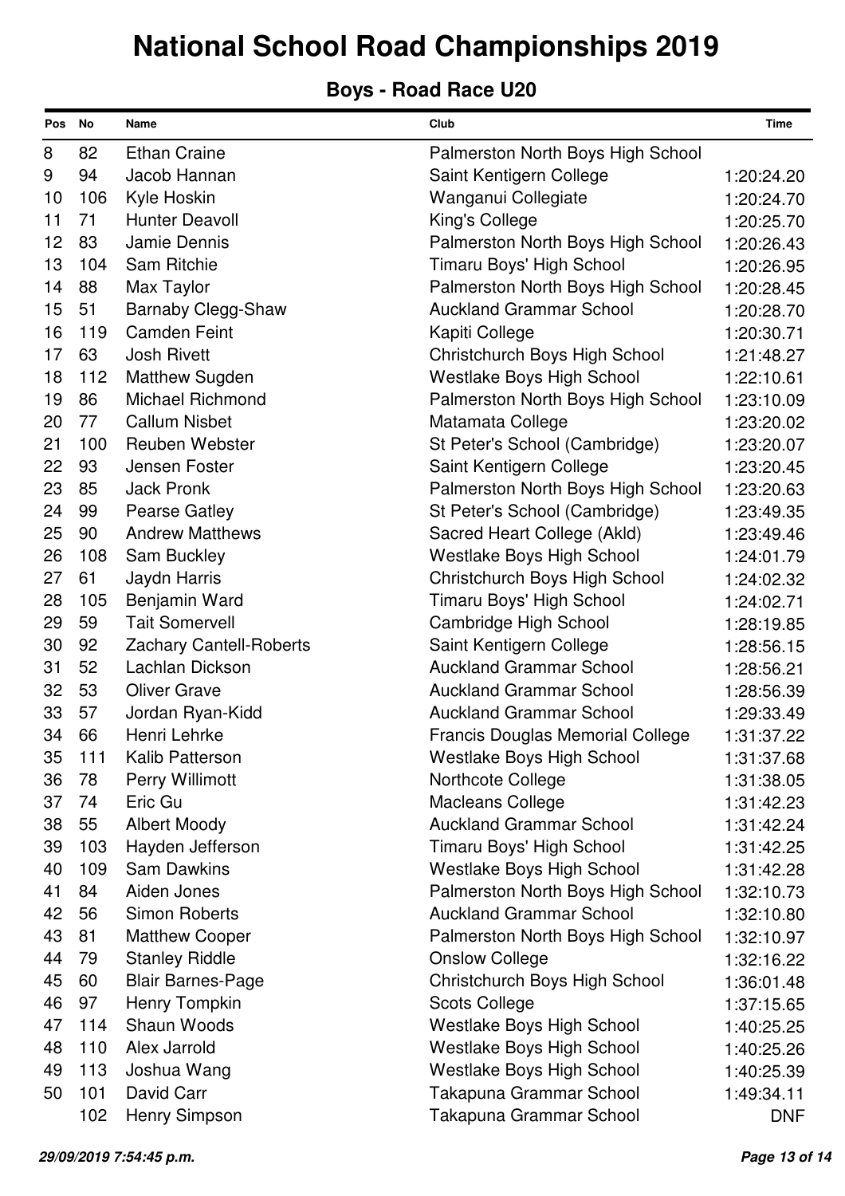# National School Road Championships 2019

## Boys - Road Race U20

| Pos | No | Name | Club | Time |
|---|---|---|---|---|
| 8 | 82 | Ethan Craine | Palmerston North Boys High School | |
| 9 | 94 | Jacob Hannan | Saint Kentigern College | 1:20:24.20 |
| 10 | 106 | Kyle Hoskin | Wanganui Collegiate | 1:20:24.70 |
| 11 | 71 | Hunter Deavoll | King's College | 1:20:25.70 |
| 12 | 83 | Jamie Dennis | Palmerston North Boys High School | 1:20:26.43 |
| 13 | 104 | Sam Ritchie | Timaru Boys' High School | 1:20:26.95 |
| 14 | 88 | Max Taylor | Palmerston North Boys High School | 1:20:28.45 |
| 15 | 51 | Barnaby Clegg-Shaw | Auckland Grammar School | 1:20:28.70 |
| 16 | 119 | Camden Feint | Kapiti College | 1:20:30.71 |
| 17 | 63 | Josh Rivett | Christchurch Boys High School | 1:21:48.27 |
| 18 | 112 | Matthew Sugden | Westlake Boys High School | 1:22:10.61 |
| 19 | 86 | Michael Richmond | Palmerston North Boys High School | 1:23:10.09 |
| 20 | 77 | Callum Nisbet | Matamata College | 1:23:20.02 |
| 21 | 100 | Reuben Webster | St Peter's School (Cambridge) | 1:23:20.07 |
| 22 | 93 | Jensen Foster | Saint Kentigern College | 1:23:20.45 |
| 23 | 85 | Jack Pronk | Palmerston North Boys High School | 1:23:20.63 |
| 24 | 99 | Pearse Gatley | St Peter's School (Cambridge) | 1:23:49.35 |
| 25 | 90 | Andrew Matthews | Sacred Heart College (Akld) | 1:23:49.46 |
| 26 | 108 | Sam Buckley | Westlake Boys High School | 1:24:01.79 |
| 27 | 61 | Jaydn Harris | Christchurch Boys High School | 1:24:02.32 |
| 28 | 105 | Benjamin Ward | Timaru Boys' High School | 1:24:02.71 |
| 29 | 59 | Tait Somervell | Cambridge High School | 1:28:19.85 |
| 30 | 92 | Zachary Cantell-Roberts | Saint Kentigern College | 1:28:56.15 |
| 31 | 52 | Lachlan Dickson | Auckland Grammar School | 1:28:56.21 |
| 32 | 53 | Oliver Grave | Auckland Grammar School | 1:28:56.39 |
| 33 | 57 | Jordan Ryan-Kidd | Auckland Grammar School | 1:29:33.49 |
| 34 | 66 | Henri Lehrke | Francis Douglas Memorial College | 1:31:37.22 |
| 35 | 111 | Kalib Patterson | Westlake Boys High School | 1:31:37.68 |
| 36 | 78 | Perry Willimott | Northcote College | 1:31:38.05 |
| 37 | 74 | Eric Gu | Macleans College | 1:31:42.23 |
| 38 | 55 | Albert Moody | Auckland Grammar School | 1:31:42.24 |
| 39 | 103 | Hayden Jefferson | Timaru Boys' High School | 1:31:42.25 |
| 40 | 109 | Sam Dawkins | Westlake Boys High School | 1:31:42.28 |
| 41 | 84 | Aiden Jones | Palmerston North Boys High School | 1:32:10.73 |
| 42 | 56 | Simon Roberts | Auckland Grammar School | 1:32:10.80 |
| 43 | 81 | Matthew Cooper | Palmerston North Boys High School | 1:32:10.97 |
| 44 | 79 | Stanley Riddle | Onslow College | 1:32:16.22 |
| 45 | 60 | Blair Barnes-Page | Christchurch Boys High School | 1:36:01.48 |
| 46 | 97 | Henry Tompkin | Scots College | 1:37:15.65 |
| 47 | 114 | Shaun Woods | Westlake Boys High School | 1:40:25.25 |
| 48 | 110 | Alex Jarrold | Westlake Boys High School | 1:40:25.26 |
| 49 | 113 | Joshua Wang | Westlake Boys High School | 1:40:25.39 |
| 50 | 101 | David Carr | Takapuna Grammar School | 1:49:34.11 |
| | 102 | Henry Simpson | Takapuna Grammar School | DNF |

*29/09/2019 7:54:45 p.m.*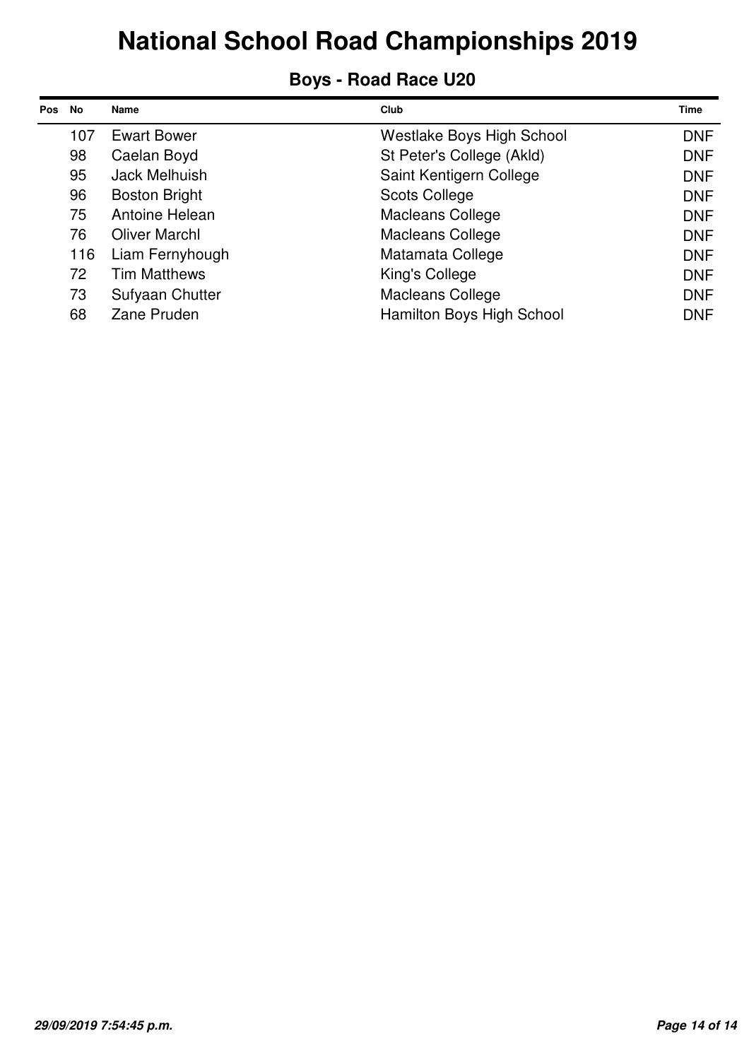# National School Road Championships 2019

## Boys - Road Race U20

| Pos | No | Name | Club | Time |
|---|---|---|---|---|
| | 107 | Ewart Bower | Westlake Boys High School | DNF |
| | 98 | Caelan Boyd | St Peter's College (Akld) | DNF |
| | 95 | Jack Melhuish | Saint Kentigern College | DNF |
| | 96 | Boston Bright | Scots College | DNF |
| | 75 | Antoine Helean | Macleans College | DNF |
| | 76 | Oliver Marchl | Macleans College | DNF |
| | 116 | Liam Fernyhough | Matamata College | DNF |
| | 72 | Tim Matthews | King's College | DNF |
| | 73 | Sufyaan Chutter | Macleans College | DNF |
| | 68 | Zane Pruden | Hamilton Boys High School | DNF |

*29/09/2019 7:54:45 p.m.*